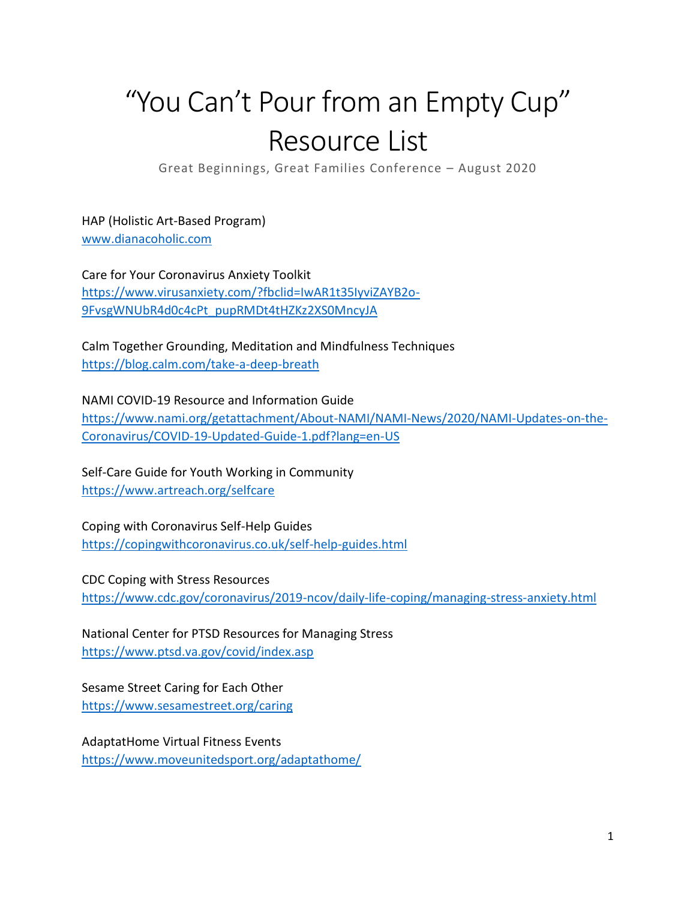# “You Can’t Pour from an Empty Cup” Resource List

Great Beginnings, Great Families Conference – August 2020

HAP (Holistic Art-Based Program)
www.dianacoholic.com

Care for Your Coronavirus Anxiety Toolkit
https://www.virusanxiety.com/?fbclid=IwAR1t35IyviZAYB2o-9FvsgWNUbR4d0c4cPt_pupRMDt4tHZKz2XS0MncyJA

Calm Together Grounding, Meditation and Mindfulness Techniques
https://blog.calm.com/take-a-deep-breath

NAMI COVID-19 Resource and Information Guide
https://www.nami.org/getattachment/About-NAMI/NAMI-News/2020/NAMI-Updates-on-the-Coronavirus/COVID-19-Updated-Guide-1.pdf?lang=en-US

Self-Care Guide for Youth Working in Community
https://www.artreach.org/selfcare

Coping with Coronavirus Self-Help Guides
https://copingwithcoronavirus.co.uk/self-help-guides.html

CDC Coping with Stress Resources
https://www.cdc.gov/coronavirus/2019-ncov/daily-life-coping/managing-stress-anxiety.html

National Center for PTSD Resources for Managing Stress
https://www.ptsd.va.gov/covid/index.asp

Sesame Street Caring for Each Other
https://www.sesamestreet.org/caring

AdaptatHome Virtual Fitness Events
https://www.moveunitedsport.org/adaptathome/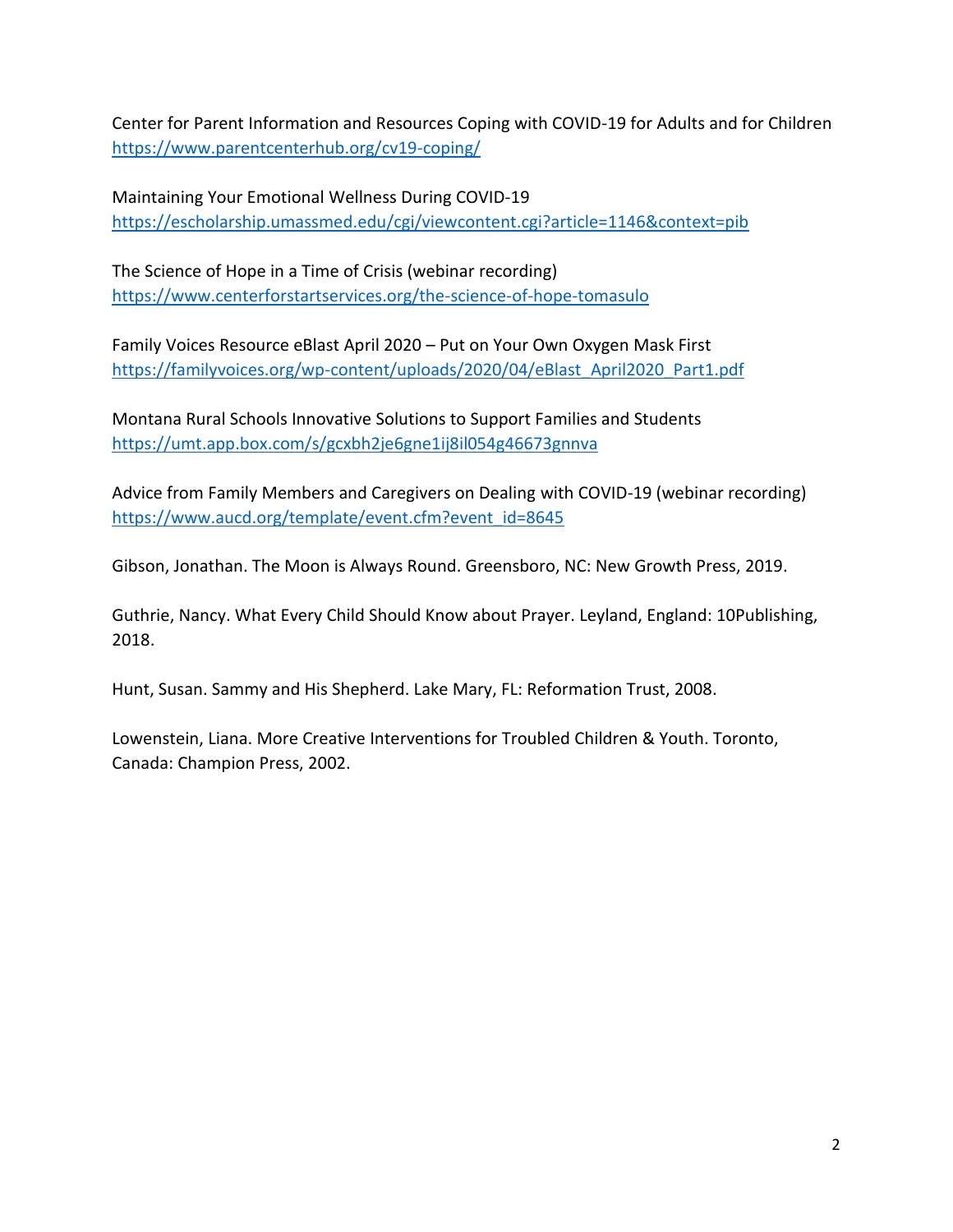Center for Parent Information and Resources Coping with COVID-19 for Adults and for Children
https://www.parentcenterhub.org/cv19-coping/

Maintaining Your Emotional Wellness During COVID-19
https://escholarship.umassmed.edu/cgi/viewcontent.cgi?article=1146&context=pib

The Science of Hope in a Time of Crisis (webinar recording)
https://www.centerforstartservices.org/the-science-of-hope-tomasulo

Family Voices Resource eBlast April 2020 – Put on Your Own Oxygen Mask First
https://familyvoices.org/wp-content/uploads/2020/04/eBlast_April2020_Part1.pdf

Montana Rural Schools Innovative Solutions to Support Families and Students
https://umt.app.box.com/s/gcxbh2je6gne1ij8il054g46673gnnva

Advice from Family Members and Caregivers on Dealing with COVID-19 (webinar recording)
https://www.aucd.org/template/event.cfm?event_id=8645

Gibson, Jonathan. The Moon is Always Round. Greensboro, NC: New Growth Press, 2019.

Guthrie, Nancy. What Every Child Should Know about Prayer. Leyland, England: 10Publishing, 2018.

Hunt, Susan. Sammy and His Shepherd. Lake Mary, FL: Reformation Trust, 2008.

Lowenstein, Liana. More Creative Interventions for Troubled Children & Youth. Toronto, Canada: Champion Press, 2002.